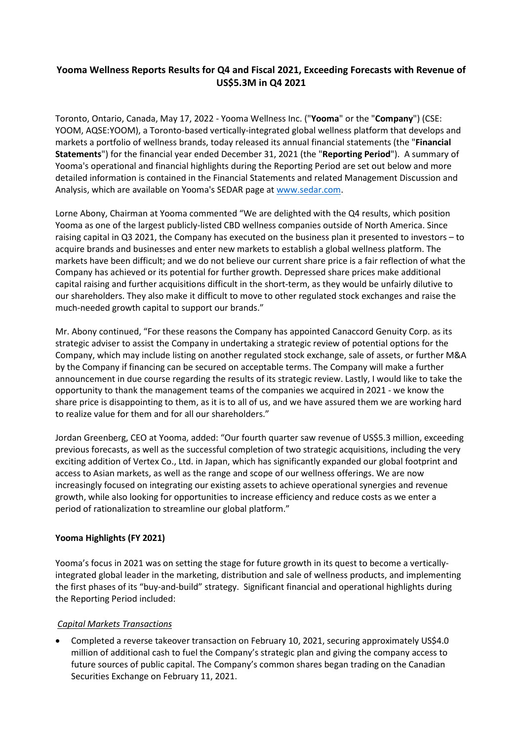# Yooma Wellness Reports Results for Q4 and Fiscal 2021, Exceeding Forecasts with Revenue of US$5.3M in Q4 2021

Toronto, Ontario, Canada, May 17, 2022 - Yooma Wellness Inc. ("**Yooma**" or the "**Company**") (CSE: YOOM, AQSE:YOOM), a Toronto-based vertically-integrated global wellness platform that develops and markets a portfolio of wellness brands, today released its annual financial statements (the "**Financial Statements**") for the financial year ended December 31, 2021 (the "**Reporting Period**"). A summary of Yooma's operational and financial highlights during the Reporting Period are set out below and more detailed information is contained in the Financial Statements and related Management Discussion and Analysis, which are available on Yooma's SEDAR page at [www.sedar.com](www.sedar.com).

Lorne Abony, Chairman at Yooma commented "We are delighted with the Q4 results, which position Yooma as one of the largest publicly-listed CBD wellness companies outside of North America. Since raising capital in Q3 2021, the Company has executed on the business plan it presented to investors – to acquire brands and businesses and enter new markets to establish a global wellness platform. The markets have been difficult; and we do not believe our current share price is a fair reflection of what the Company has achieved or its potential for further growth. Depressed share prices make additional capital raising and further acquisitions difficult in the short-term, as they would be unfairly dilutive to our shareholders. They also make it difficult to move to other regulated stock exchanges and raise the much-needed growth capital to support our brands."

Mr. Abony continued, "For these reasons the Company has appointed Canaccord Genuity Corp. as its strategic adviser to assist the Company in undertaking a strategic review of potential options for the Company, which may include listing on another regulated stock exchange, sale of assets, or further M&A by the Company if financing can be secured on acceptable terms. The Company will make a further announcement in due course regarding the results of its strategic review. Lastly, I would like to take the opportunity to thank the management teams of the companies we acquired in 2021 - we know the share price is disappointing to them, as it is to all of us, and we have assured them we are working hard to realize value for them and for all our shareholders."

Jordan Greenberg, CEO at Yooma, added: "Our fourth quarter saw revenue of US$5.3 million, exceeding previous forecasts, as well as the successful completion of two strategic acquisitions, including the very exciting addition of Vertex Co., Ltd. in Japan, which has significantly expanded our global footprint and access to Asian markets, as well as the range and scope of our wellness offerings. We are now increasingly focused on integrating our existing assets to achieve operational synergies and revenue growth, while also looking for opportunities to increase efficiency and reduce costs as we enter a period of rationalization to streamline our global platform."

## Yooma Highlights (FY 2021)

Yooma's focus in 2021 was on setting the stage for future growth in its quest to become a vertically-integrated global leader in the marketing, distribution and sale of wellness products, and implementing the first phases of its "buy-and-build" strategy. Significant financial and operational highlights during the Reporting Period included:

### *Capital Markets Transactions*

- Completed a reverse takeover transaction on February 10, 2021, securing approximately US$4.0 million of additional cash to fuel the Company's strategic plan and giving the company access to future sources of public capital. The Company's common shares began trading on the Canadian Securities Exchange on February 11, 2021.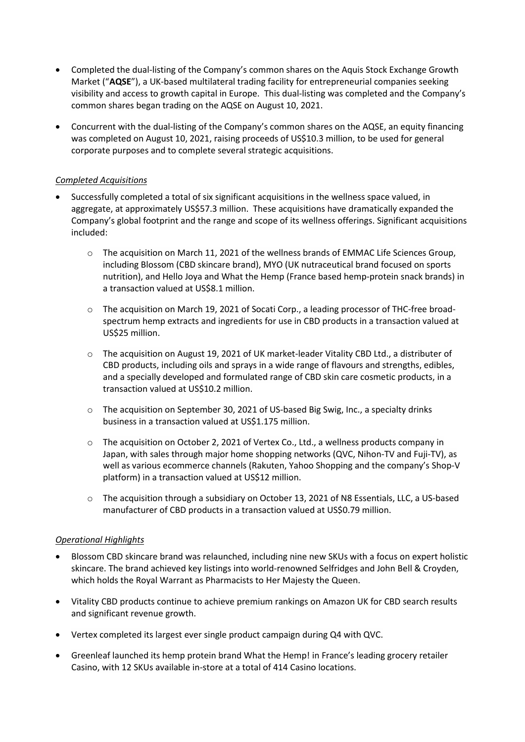- Completed the dual-listing of the Company's common shares on the Aquis Stock Exchange Growth Market ("**AQSE**"), a UK-based multilateral trading facility for entrepreneurial companies seeking visibility and access to growth capital in Europe. This dual-listing was completed and the Company's common shares began trading on the AQSE on August 10, 2021.

- Concurrent with the dual-listing of the Company's common shares on the AQSE, an equity financing was completed on August 10, 2021, raising proceeds of US$10.3 million, to be used for general corporate purposes and to complete several strategic acquisitions.

*Completed Acquisitions*

- Successfully completed a total of six significant acquisitions in the wellness space valued, in aggregate, at approximately US$57.3 million. These acquisitions have dramatically expanded the Company's global footprint and the range and scope of its wellness offerings. Significant acquisitions included:
  - The acquisition on March 11, 2021 of the wellness brands of EMMAC Life Sciences Group, including Blossom (CBD skincare brand), MYO (UK nutraceutical brand focused on sports nutrition), and Hello Joya and What the Hemp (France based hemp-protein snack brands) in a transaction valued at US$8.1 million.
  - The acquisition on March 19, 2021 of Socati Corp., a leading processor of THC-free broad-spectrum hemp extracts and ingredients for use in CBD products in a transaction valued at US$25 million.
  - The acquisition on August 19, 2021 of UK market-leader Vitality CBD Ltd., a distributer of CBD products, including oils and sprays in a wide range of flavours and strengths, edibles, and a specially developed and formulated range of CBD skin care cosmetic products, in a transaction valued at US$10.2 million.
  - The acquisition on September 30, 2021 of US-based Big Swig, Inc., a specialty drinks business in a transaction valued at US$1.175 million.
  - The acquisition on October 2, 2021 of Vertex Co., Ltd., a wellness products company in Japan, with sales through major home shopping networks (QVC, Nihon-TV and Fuji-TV), as well as various ecommerce channels (Rakuten, Yahoo Shopping and the company's Shop-V platform) in a transaction valued at US$12 million.
  - The acquisition through a subsidiary on October 13, 2021 of N8 Essentials, LLC, a US-based manufacturer of CBD products in a transaction valued at US$0.79 million.

*Operational Highlights*

- Blossom CBD skincare brand was relaunched, including nine new SKUs with a focus on expert holistic skincare. The brand achieved key listings into world-renowned Selfridges and John Bell & Croyden, which holds the Royal Warrant as Pharmacists to Her Majesty the Queen.

- Vitality CBD products continue to achieve premium rankings on Amazon UK for CBD search results and significant revenue growth.

- Vertex completed its largest ever single product campaign during Q4 with QVC.

- Greenleaf launched its hemp protein brand What the Hemp! in France's leading grocery retailer Casino, with 12 SKUs available in-store at a total of 414 Casino locations.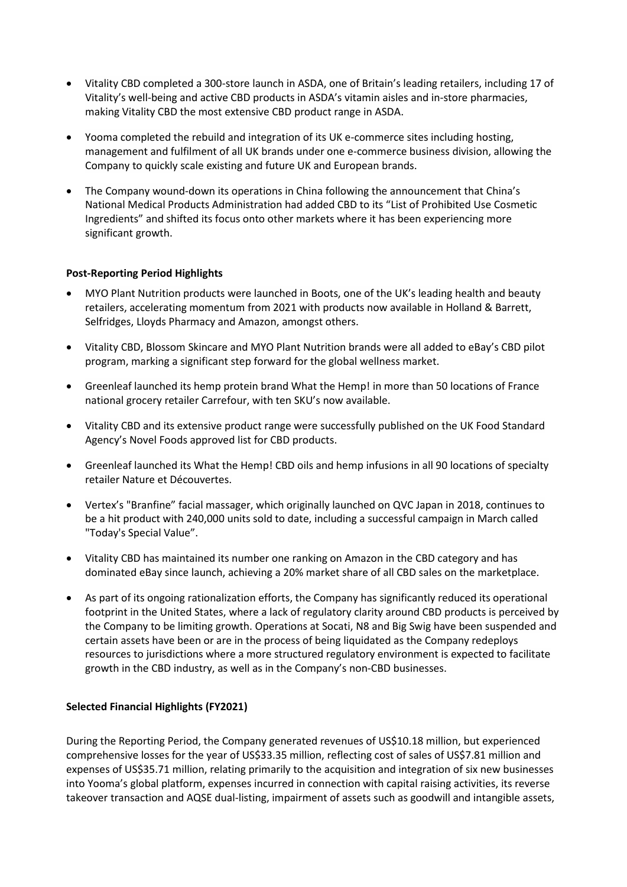- Vitality CBD completed a 300-store launch in ASDA, one of Britain's leading retailers, including 17 of Vitality's well-being and active CBD products in ASDA's vitamin aisles and in-store pharmacies, making Vitality CBD the most extensive CBD product range in ASDA.
- Yooma completed the rebuild and integration of its UK e-commerce sites including hosting, management and fulfilment of all UK brands under one e-commerce business division, allowing the Company to quickly scale existing and future UK and European brands.
- The Company wound-down its operations in China following the announcement that China's National Medical Products Administration had added CBD to its "List of Prohibited Use Cosmetic Ingredients" and shifted its focus onto other markets where it has been experiencing more significant growth.

**Post-Reporting Period Highlights**

- MYO Plant Nutrition products were launched in Boots, one of the UK's leading health and beauty retailers, accelerating momentum from 2021 with products now available in Holland & Barrett, Selfridges, Lloyds Pharmacy and Amazon, amongst others.
- Vitality CBD, Blossom Skincare and MYO Plant Nutrition brands were all added to eBay's CBD pilot program, marking a significant step forward for the global wellness market.
- Greenleaf launched its hemp protein brand What the Hemp! in more than 50 locations of France national grocery retailer Carrefour, with ten SKU's now available.
- Vitality CBD and its extensive product range were successfully published on the UK Food Standard Agency's Novel Foods approved list for CBD products.
- Greenleaf launched its What the Hemp! CBD oils and hemp infusions in all 90 locations of specialty retailer Nature et Découvertes.
- Vertex's "Branfine" facial massager, which originally launched on QVC Japan in 2018, continues to be a hit product with 240,000 units sold to date, including a successful campaign in March called "Today's Special Value".
- Vitality CBD has maintained its number one ranking on Amazon in the CBD category and has dominated eBay since launch, achieving a 20% market share of all CBD sales on the marketplace.
- As part of its ongoing rationalization efforts, the Company has significantly reduced its operational footprint in the United States, where a lack of regulatory clarity around CBD products is perceived by the Company to be limiting growth. Operations at Socati, N8 and Big Swig have been suspended and certain assets have been or are in the process of being liquidated as the Company redeploys resources to jurisdictions where a more structured regulatory environment is expected to facilitate growth in the CBD industry, as well as in the Company's non-CBD businesses.

**Selected Financial Highlights (FY2021)**

During the Reporting Period, the Company generated revenues of US$10.18 million, but experienced comprehensive losses for the year of US$33.35 million, reflecting cost of sales of US$7.81 million and expenses of US$35.71 million, relating primarily to the acquisition and integration of six new businesses into Yooma's global platform, expenses incurred in connection with capital raising activities, its reverse takeover transaction and AQSE dual-listing, impairment of assets such as goodwill and intangible assets,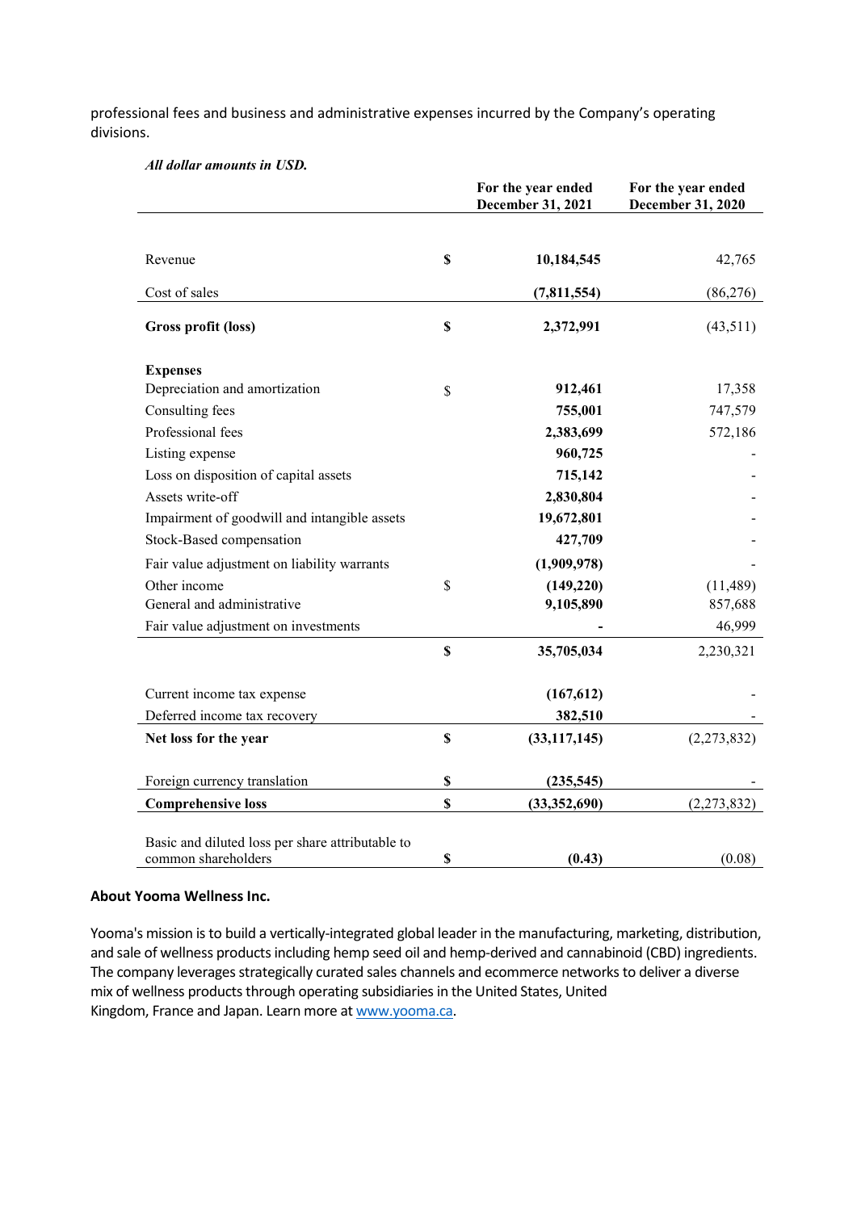professional fees and business and administrative expenses incurred by the Company's operating divisions.

***All dollar amounts in USD.***

| | | For the year ended December 31, 2021 | For the year ended December 31, 2020 |
|---|---|---|---|
| Revenue | $ | **10,184,545** | 42,765 |
| Cost of sales | | **(7,811,554)** | (86,276) |
| **Gross profit (loss)** | **$** | **2,372,991** | (43,511) |
| **Expenses** | | | |
| Depreciation and amortization | $ | **912,461** | 17,358 |
| Consulting fees | | **755,001** | 747,579 |
| Professional fees | | **2,383,699** | 572,186 |
| Listing expense | | **960,725** | - |
| Loss on disposition of capital assets | | **715,142** | - |
| Assets write-off | | **2,830,804** | - |
| Impairment of goodwill and intangible assets | | **19,672,801** | - |
| Stock-Based compensation | | **427,709** | - |
| Fair value adjustment on liability warrants | | **(1,909,978)** | - |
| Other income | $ | **(149,220)** | (11,489) |
| General and administrative | | **9,105,890** | 857,688 |
| Fair value adjustment on investments | | **-** | 46,999 |
| | **$** | **35,705,034** | 2,230,321 |
| Current income tax expense | | **(167,612)** | - |
| Deferred income tax recovery | | **382,510** | - |
| **Net loss for the year** | **$** | **(33,117,145)** | (2,273,832) |
| Foreign currency translation | **$** | **(235,545)** | - |
| **Comprehensive loss** | **$** | **(33,352,690)** | (2,273,832) |
| Basic and diluted loss per share attributable to common shareholders | **$** | **(0.43)** | (0.08) |

**About Yooma Wellness Inc.**

Yooma's mission is to build a vertically-integrated global leader in the manufacturing, marketing, distribution, and sale of wellness products including hemp seed oil and hemp-derived and cannabinoid (CBD) ingredients. The company leverages strategically curated sales channels and ecommerce networks to deliver a diverse mix of wellness products through operating subsidiaries in the United States, United Kingdom, France and Japan. Learn more at [www.yooma.ca](www.yooma.ca).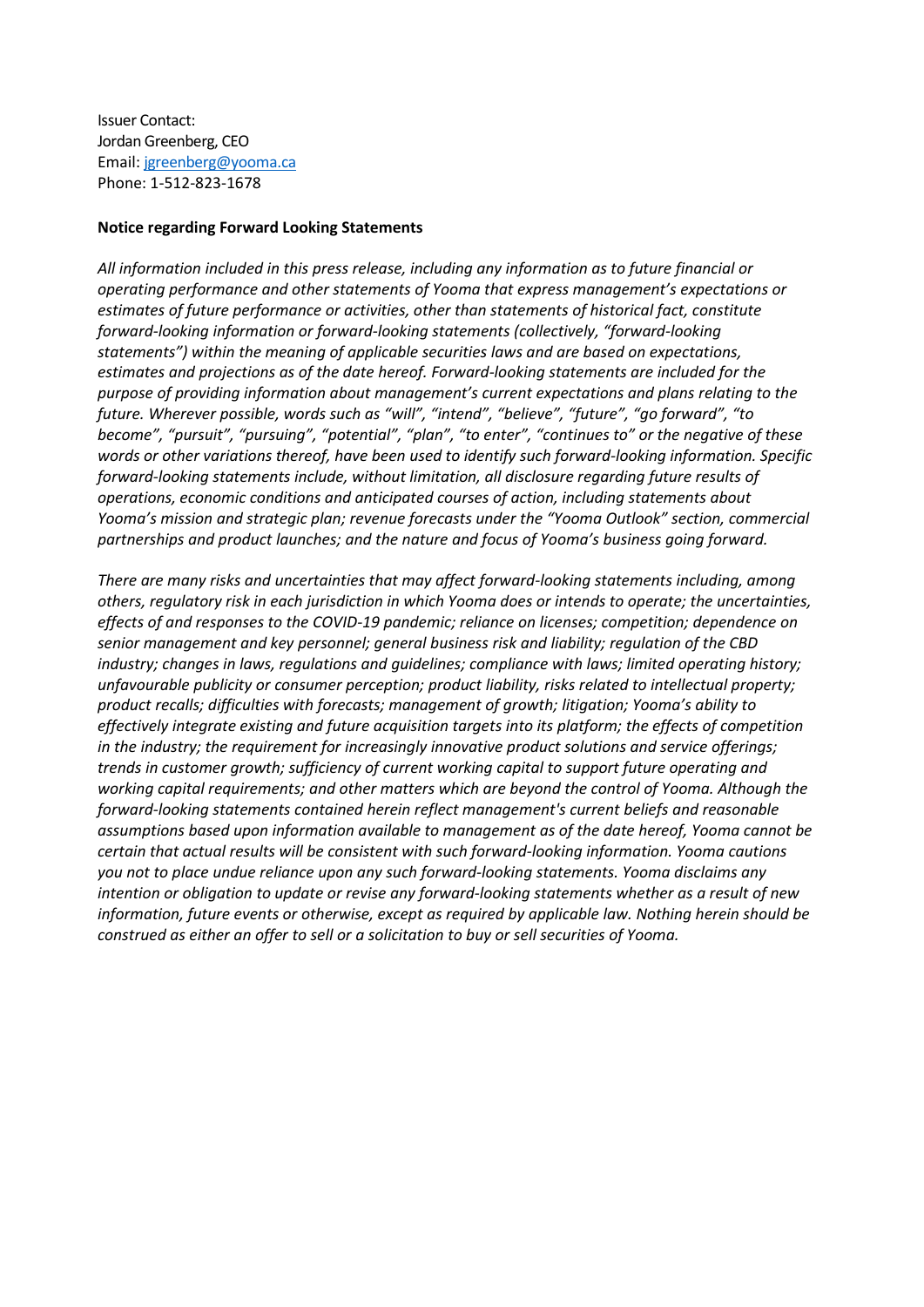Issuer Contact:
Jordan Greenberg, CEO
Email: jgreenberg@yooma.ca
Phone: 1-512-823-1678

**Notice regarding Forward Looking Statements**

*All information included in this press release, including any information as to future financial or operating performance and other statements of Yooma that express management's expectations or estimates of future performance or activities, other than statements of historical fact, constitute forward-looking information or forward-looking statements (collectively, "forward-looking statements") within the meaning of applicable securities laws and are based on expectations, estimates and projections as of the date hereof. Forward-looking statements are included for the purpose of providing information about management's current expectations and plans relating to the future. Wherever possible, words such as "will", "intend", "believe", "future", "go forward", "to become", "pursuit", "pursuing", "potential", "plan", "to enter", "continues to" or the negative of these words or other variations thereof, have been used to identify such forward-looking information. Specific forward-looking statements include, without limitation, all disclosure regarding future results of operations, economic conditions and anticipated courses of action, including statements about Yooma's mission and strategic plan; revenue forecasts under the "Yooma Outlook" section, commercial partnerships and product launches; and the nature and focus of Yooma's business going forward.*

*There are many risks and uncertainties that may affect forward-looking statements including, among others, regulatory risk in each jurisdiction in which Yooma does or intends to operate; the uncertainties, effects of and responses to the COVID-19 pandemic; reliance on licenses; competition; dependence on senior management and key personnel; general business risk and liability; regulation of the CBD industry; changes in laws, regulations and guidelines; compliance with laws; limited operating history; unfavourable publicity or consumer perception; product liability, risks related to intellectual property; product recalls; difficulties with forecasts; management of growth; litigation; Yooma's ability to effectively integrate existing and future acquisition targets into its platform; the effects of competition in the industry; the requirement for increasingly innovative product solutions and service offerings; trends in customer growth; sufficiency of current working capital to support future operating and working capital requirements; and other matters which are beyond the control of Yooma. Although the forward-looking statements contained herein reflect management's current beliefs and reasonable assumptions based upon information available to management as of the date hereof, Yooma cannot be certain that actual results will be consistent with such forward-looking information. Yooma cautions you not to place undue reliance upon any such forward-looking statements. Yooma disclaims any intention or obligation to update or revise any forward-looking statements whether as a result of new information, future events or otherwise, except as required by applicable law. Nothing herein should be construed as either an offer to sell or a solicitation to buy or sell securities of Yooma.*